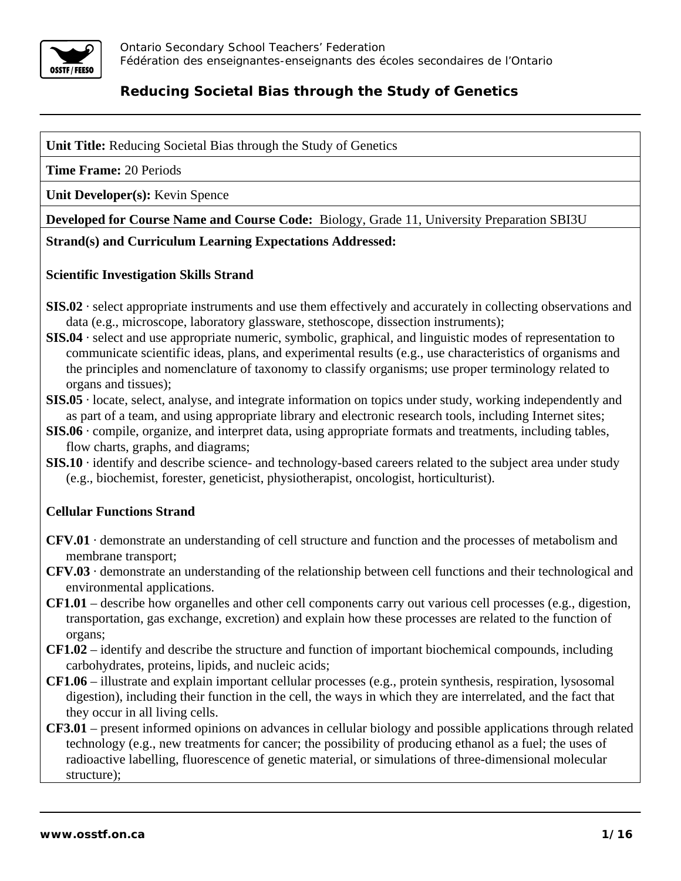Ontario Secondary School Teachers' Federation
Fédération des enseignantes-enseignants des écoles secondaires de l'Ontario

# Reducing Societal Bias through the Study of Genetics

**Unit Title:** Reducing Societal Bias through the Study of Genetics

**Time Frame:** 20 Periods

**Unit Developer(s):** Kevin Spence

**Developed for Course Name and Course Code:** Biology, Grade 11, University Preparation SBI3U

**Strand(s) and Curriculum Learning Expectations Addressed:**

**Scientific Investigation Skills Strand**

**SIS.02** · select appropriate instruments and use them effectively and accurately in collecting observations and data (e.g., microscope, laboratory glassware, stethoscope, dissection instruments);

**SIS.04** · select and use appropriate numeric, symbolic, graphical, and linguistic modes of representation to communicate scientific ideas, plans, and experimental results (e.g., use characteristics of organisms and the principles and nomenclature of taxonomy to classify organisms; use proper terminology related to organs and tissues);

**SIS.05** · locate, select, analyse, and integrate information on topics under study, working independently and as part of a team, and using appropriate library and electronic research tools, including Internet sites;

**SIS.06** · compile, organize, and interpret data, using appropriate formats and treatments, including tables, flow charts, graphs, and diagrams;

**SIS.10** · identify and describe science- and technology-based careers related to the subject area under study (e.g., biochemist, forester, geneticist, physiotherapist, oncologist, horticulturist).

**Cellular Functions Strand**

**CFV.01** · demonstrate an understanding of cell structure and function and the processes of metabolism and membrane transport;

**CFV.03** · demonstrate an understanding of the relationship between cell functions and their technological and environmental applications.

**CF1.01** – describe how organelles and other cell components carry out various cell processes (e.g., digestion, transportation, gas exchange, excretion) and explain how these processes are related to the function of organs;

**CF1.02** – identify and describe the structure and function of important biochemical compounds, including carbohydrates, proteins, lipids, and nucleic acids;

**CF1.06** – illustrate and explain important cellular processes (e.g., protein synthesis, respiration, lysosomal digestion), including their function in the cell, the ways in which they are interrelated, and the fact that they occur in all living cells.

**CF3.01** – present informed opinions on advances in cellular biology and possible applications through related technology (e.g., new treatments for cancer; the possibility of producing ethanol as a fuel; the uses of radioactive labelling, fluorescence of genetic material, or simulations of three-dimensional molecular structure);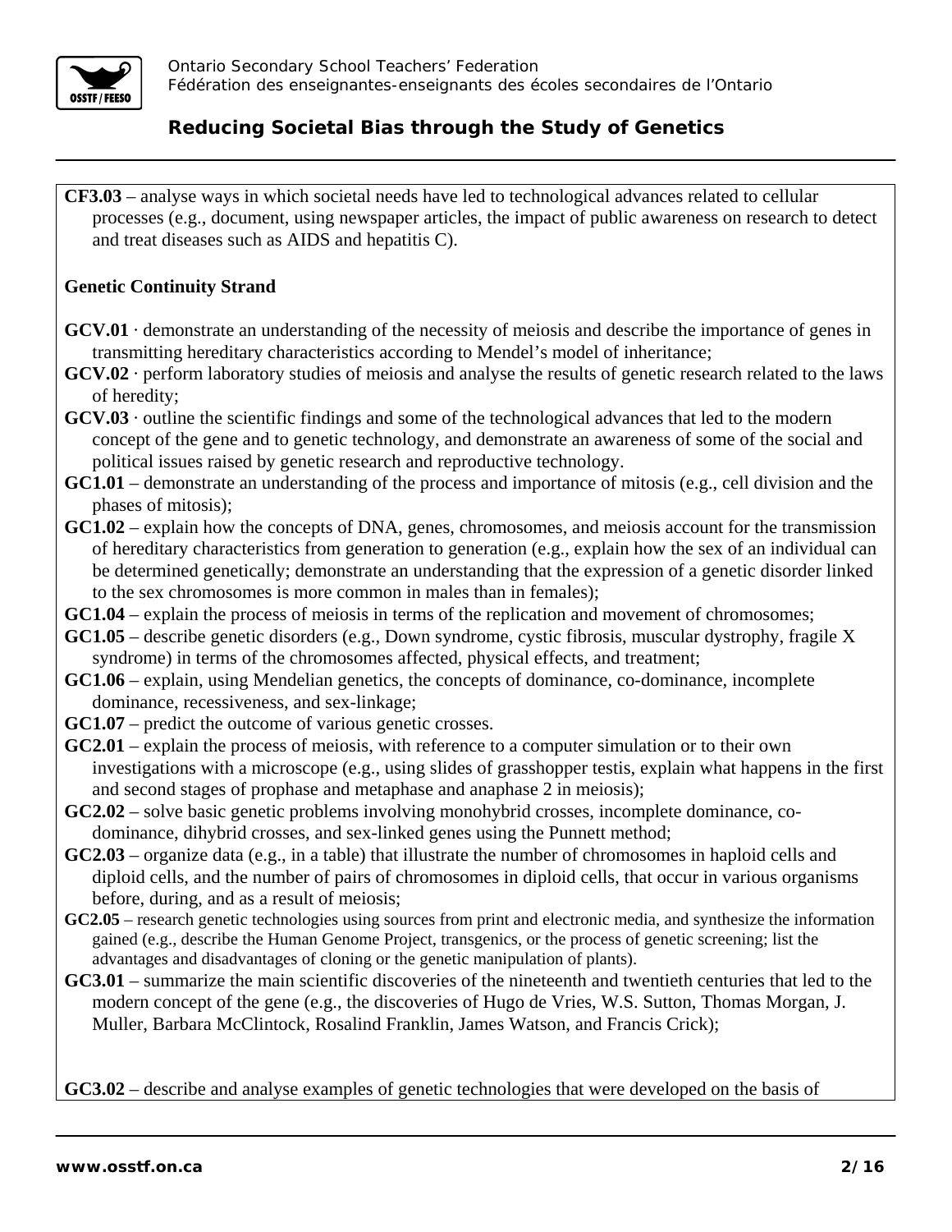**CF3.03** – analyse ways in which societal needs have led to technological advances related to cellular processes (e.g., document, using newspaper articles, the impact of public awareness on research to detect and treat diseases such as AIDS and hepatitis C).

**Genetic Continuity Strand**

**GCV.01** · demonstrate an understanding of the necessity of meiosis and describe the importance of genes in transmitting hereditary characteristics according to Mendel's model of inheritance;

**GCV.02** · perform laboratory studies of meiosis and analyse the results of genetic research related to the laws of heredity;

**GCV.03** · outline the scientific findings and some of the technological advances that led to the modern concept of the gene and to genetic technology, and demonstrate an awareness of some of the social and political issues raised by genetic research and reproductive technology.

**GC1.01** – demonstrate an understanding of the process and importance of mitosis (e.g., cell division and the phases of mitosis);

**GC1.02** – explain how the concepts of DNA, genes, chromosomes, and meiosis account for the transmission of hereditary characteristics from generation to generation (e.g., explain how the sex of an individual can be determined genetically; demonstrate an understanding that the expression of a genetic disorder linked to the sex chromosomes is more common in males than in females);

**GC1.04** – explain the process of meiosis in terms of the replication and movement of chromosomes;

**GC1.05** – describe genetic disorders (e.g., Down syndrome, cystic fibrosis, muscular dystrophy, fragile X syndrome) in terms of the chromosomes affected, physical effects, and treatment;

**GC1.06** – explain, using Mendelian genetics, the concepts of dominance, co-dominance, incomplete dominance, recessiveness, and sex-linkage;

**GC1.07** – predict the outcome of various genetic crosses.

**GC2.01** – explain the process of meiosis, with reference to a computer simulation or to their own investigations with a microscope (e.g., using slides of grasshopper testis, explain what happens in the first and second stages of prophase and metaphase and anaphase 2 in meiosis);

**GC2.02** – solve basic genetic problems involving monohybrid crosses, incomplete dominance, co-dominance, dihybrid crosses, and sex-linked genes using the Punnett method;

**GC2.03** – organize data (e.g., in a table) that illustrate the number of chromosomes in haploid cells and diploid cells, and the number of pairs of chromosomes in diploid cells, that occur in various organisms before, during, and as a result of meiosis;

**GC2.05** – research genetic technologies using sources from print and electronic media, and synthesize the information gained (e.g., describe the Human Genome Project, transgenics, or the process of genetic screening; list the advantages and disadvantages of cloning or the genetic manipulation of plants).

**GC3.01** – summarize the main scientific discoveries of the nineteenth and twentieth centuries that led to the modern concept of the gene (e.g., the discoveries of Hugo de Vries, W.S. Sutton, Thomas Morgan, J. Muller, Barbara McClintock, Rosalind Franklin, James Watson, and Francis Crick);

**GC3.02** – describe and analyse examples of genetic technologies that were developed on the basis of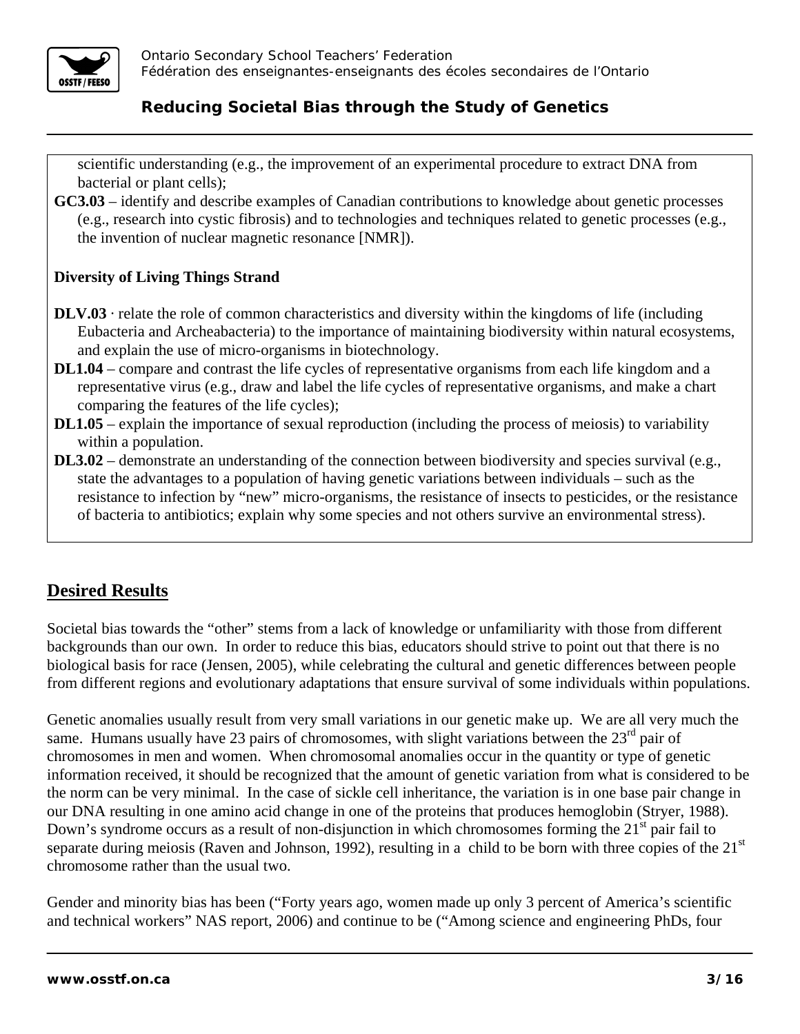scientific understanding (e.g., the improvement of an experimental procedure to extract DNA from bacterial or plant cells);

**GC3.03** – identify and describe examples of Canadian contributions to knowledge about genetic processes (e.g., research into cystic fibrosis) and to technologies and techniques related to genetic processes (e.g., the invention of nuclear magnetic resonance [NMR]).

**Diversity of Living Things Strand**

**DLV.03** · relate the role of common characteristics and diversity within the kingdoms of life (including Eubacteria and Archeabacteria) to the importance of maintaining biodiversity within natural ecosystems, and explain the use of micro-organisms in biotechnology.

**DL1.04** – compare and contrast the life cycles of representative organisms from each life kingdom and a representative virus (e.g., draw and label the life cycles of representative organisms, and make a chart comparing the features of the life cycles);

**DL1.05** – explain the importance of sexual reproduction (including the process of meiosis) to variability within a population.

**DL3.02** – demonstrate an understanding of the connection between biodiversity and species survival (e.g., state the advantages to a population of having genetic variations between individuals – such as the resistance to infection by "new" micro-organisms, the resistance of insects to pesticides, or the resistance of bacteria to antibiotics; explain why some species and not others survive an environmental stress).

## Desired Results

Societal bias towards the "other" stems from a lack of knowledge or unfamiliarity with those from different backgrounds than our own. In order to reduce this bias, educators should strive to point out that there is no biological basis for race (Jensen, 2005), while celebrating the cultural and genetic differences between people from different regions and evolutionary adaptations that ensure survival of some individuals within populations.

Genetic anomalies usually result from very small variations in our genetic make up. We are all very much the same. Humans usually have 23 pairs of chromosomes, with slight variations between the 23rd pair of chromosomes in men and women. When chromosomal anomalies occur in the quantity or type of genetic information received, it should be recognized that the amount of genetic variation from what is considered to be the norm can be very minimal. In the case of sickle cell inheritance, the variation is in one base pair change in our DNA resulting in one amino acid change in one of the proteins that produces hemoglobin (Stryer, 1988). Down's syndrome occurs as a result of non-disjunction in which chromosomes forming the 21st pair fail to separate during meiosis (Raven and Johnson, 1992), resulting in a child to be born with three copies of the 21st chromosome rather than the usual two.

Gender and minority bias has been ("Forty years ago, women made up only 3 percent of America's scientific and technical workers" NAS report, 2006) and continue to be ("Among science and engineering PhDs, four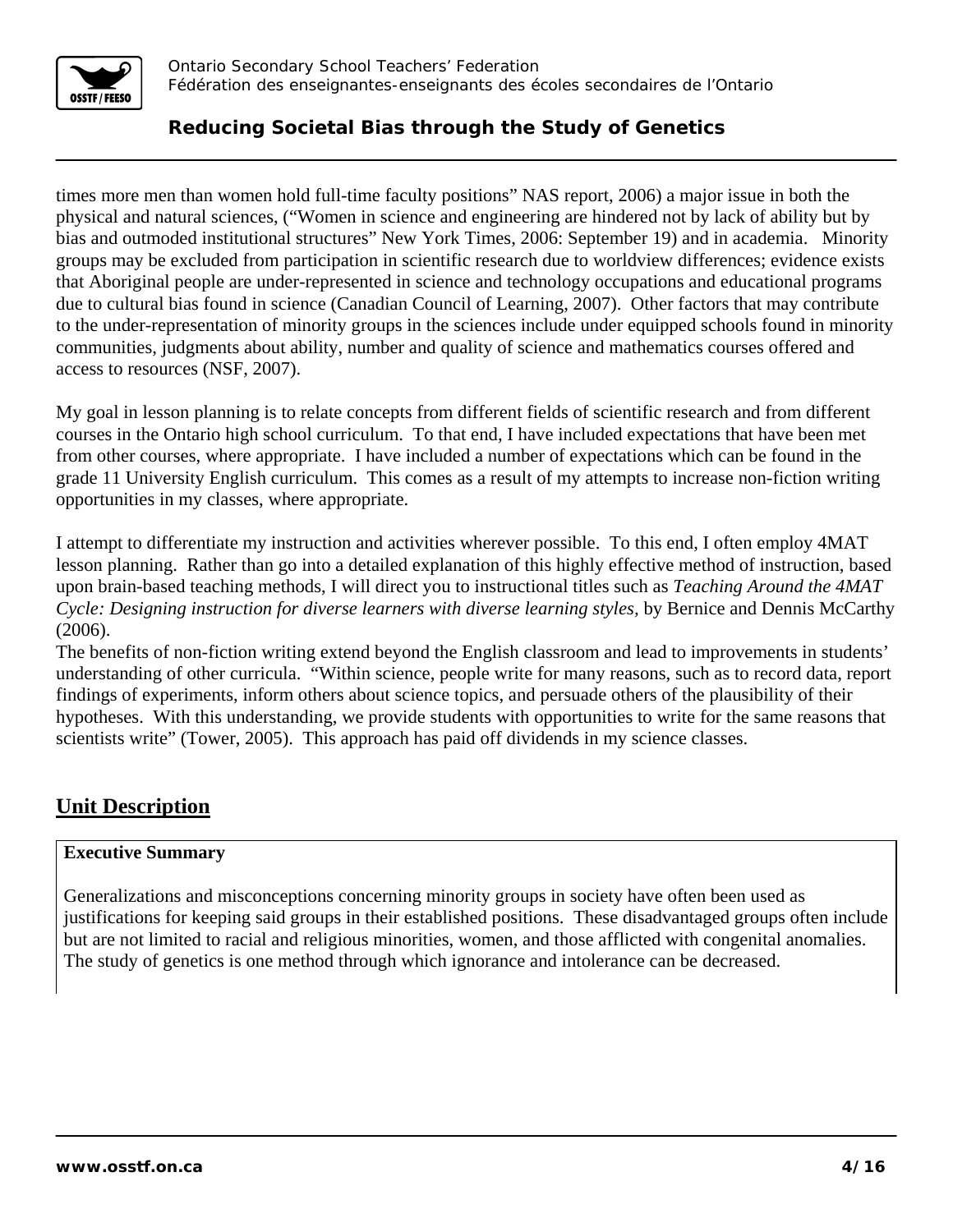times more men than women hold full-time faculty positions" NAS report, 2006) a major issue in both the physical and natural sciences, ("Women in science and engineering are hindered not by lack of ability but by bias and outmoded institutional structures" New York Times, 2006: September 19) and in academia. Minority groups may be excluded from participation in scientific research due to worldview differences; evidence exists that Aboriginal people are under-represented in science and technology occupations and educational programs due to cultural bias found in science (Canadian Council of Learning, 2007). Other factors that may contribute to the under-representation of minority groups in the sciences include under equipped schools found in minority communities, judgments about ability, number and quality of science and mathematics courses offered and access to resources (NSF, 2007).

My goal in lesson planning is to relate concepts from different fields of scientific research and from different courses in the Ontario high school curriculum. To that end, I have included expectations that have been met from other courses, where appropriate. I have included a number of expectations which can be found in the grade 11 University English curriculum. This comes as a result of my attempts to increase non-fiction writing opportunities in my classes, where appropriate.

I attempt to differentiate my instruction and activities wherever possible. To this end, I often employ 4MAT lesson planning. Rather than go into a detailed explanation of this highly effective method of instruction, based upon brain-based teaching methods, I will direct you to instructional titles such as *Teaching Around the 4MAT Cycle: Designing instruction for diverse learners with diverse learning styles,* by Bernice and Dennis McCarthy (2006).

The benefits of non-fiction writing extend beyond the English classroom and lead to improvements in students' understanding of other curricula. "Within science, people write for many reasons, such as to record data, report findings of experiments, inform others about science topics, and persuade others of the plausibility of their hypotheses. With this understanding, we provide students with opportunities to write for the same reasons that scientists write" (Tower, 2005). This approach has paid off dividends in my science classes.

## Unit Description

**Executive Summary**

Generalizations and misconceptions concerning minority groups in society have often been used as justifications for keeping said groups in their established positions. These disadvantaged groups often include but are not limited to racial and religious minorities, women, and those afflicted with congenital anomalies. The study of genetics is one method through which ignorance and intolerance can be decreased.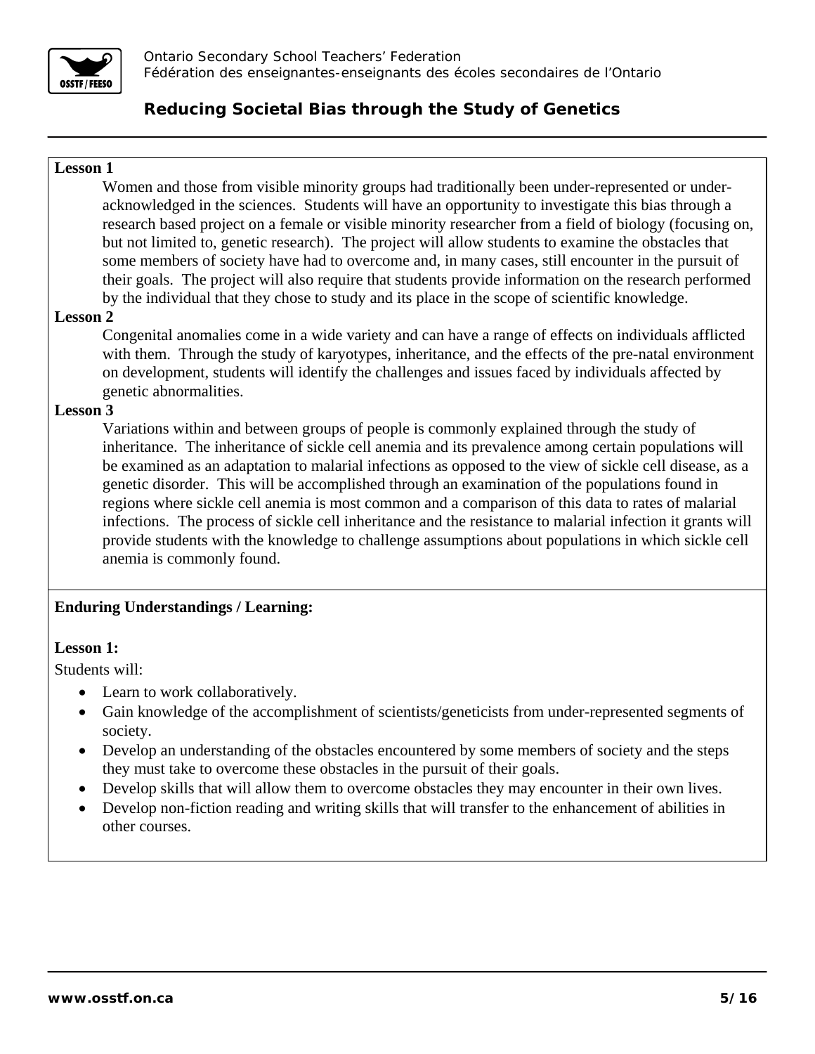**Lesson 1**

Women and those from visible minority groups had traditionally been under-represented or under-acknowledged in the sciences. Students will have an opportunity to investigate this bias through a research based project on a female or visible minority researcher from a field of biology (focusing on, but not limited to, genetic research). The project will allow students to examine the obstacles that some members of society have had to overcome and, in many cases, still encounter in the pursuit of their goals. The project will also require that students provide information on the research performed by the individual that they chose to study and its place in the scope of scientific knowledge.

**Lesson 2**

Congenital anomalies come in a wide variety and can have a range of effects on individuals afflicted with them. Through the study of karyotypes, inheritance, and the effects of the pre-natal environment on development, students will identify the challenges and issues faced by individuals affected by genetic abnormalities.

**Lesson 3**

Variations within and between groups of people is commonly explained through the study of inheritance. The inheritance of sickle cell anemia and its prevalence among certain populations will be examined as an adaptation to malarial infections as opposed to the view of sickle cell disease, as a genetic disorder. This will be accomplished through an examination of the populations found in regions where sickle cell anemia is most common and a comparison of this data to rates of malarial infections. The process of sickle cell inheritance and the resistance to malarial infection it grants will provide students with the knowledge to challenge assumptions about populations in which sickle cell anemia is commonly found.

**Enduring Understandings / Learning:**

**Lesson 1:**

Students will:

- Learn to work collaboratively.
- Gain knowledge of the accomplishment of scientists/geneticists from under-represented segments of society.
- Develop an understanding of the obstacles encountered by some members of society and the steps they must take to overcome these obstacles in the pursuit of their goals.
- Develop skills that will allow them to overcome obstacles they may encounter in their own lives.
- Develop non-fiction reading and writing skills that will transfer to the enhancement of abilities in other courses.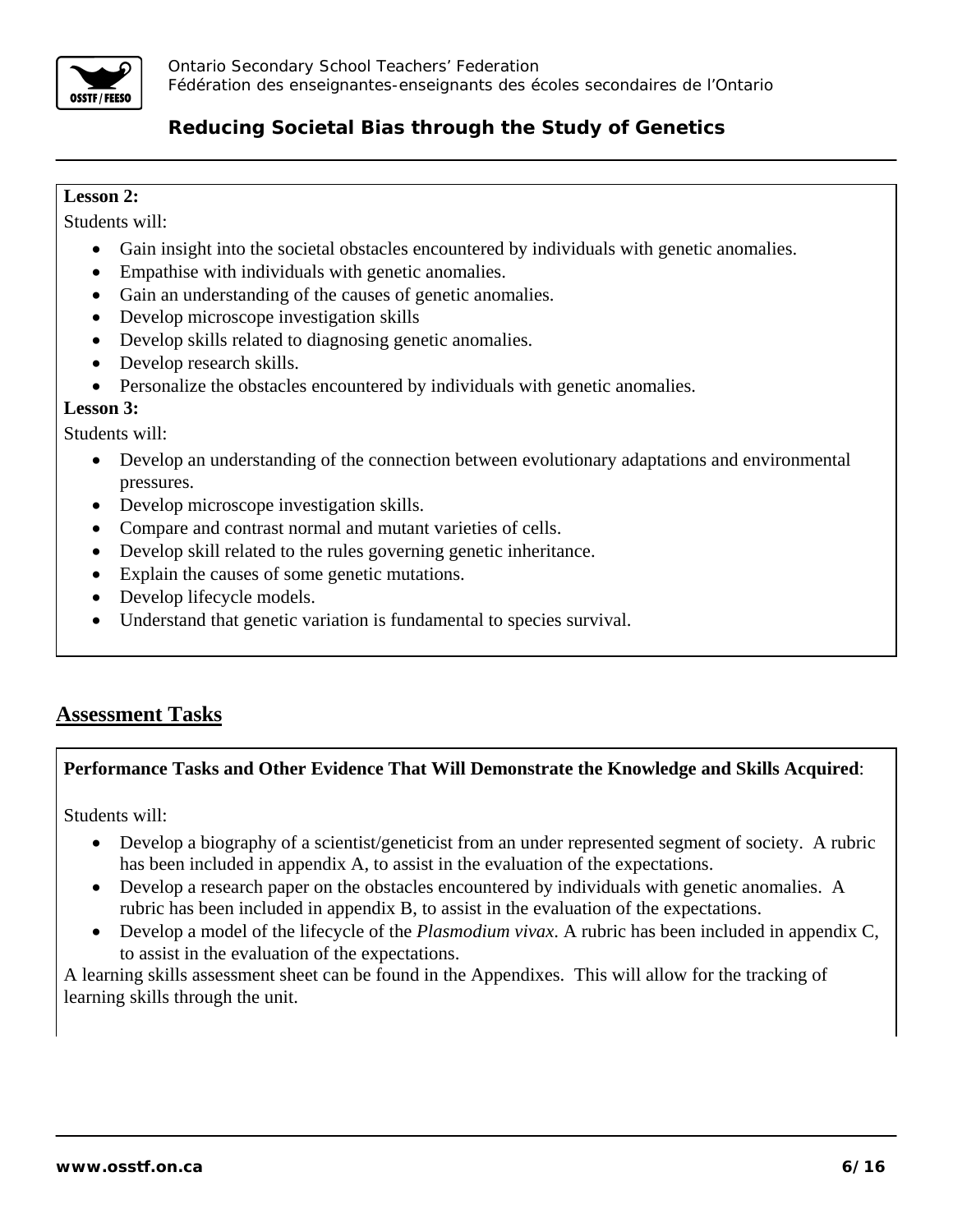**Lesson 2:**

Students will:

- Gain insight into the societal obstacles encountered by individuals with genetic anomalies.
- Empathise with individuals with genetic anomalies.
- Gain an understanding of the causes of genetic anomalies.
- Develop microscope investigation skills
- Develop skills related to diagnosing genetic anomalies.
- Develop research skills.
- Personalize the obstacles encountered by individuals with genetic anomalies.

**Lesson 3:**

Students will:

- Develop an understanding of the connection between evolutionary adaptations and environmental pressures.
- Develop microscope investigation skills.
- Compare and contrast normal and mutant varieties of cells.
- Develop skill related to the rules governing genetic inheritance.
- Explain the causes of some genetic mutations.
- Develop lifecycle models.
- Understand that genetic variation is fundamental to species survival.

## Assessment Tasks

**Performance Tasks and Other Evidence That Will Demonstrate the Knowledge and Skills Acquired**:

Students will:

- Develop a biography of a scientist/geneticist from an under represented segment of society. A rubric has been included in appendix A, to assist in the evaluation of the expectations.
- Develop a research paper on the obstacles encountered by individuals with genetic anomalies. A rubric has been included in appendix B, to assist in the evaluation of the expectations.
- Develop a model of the lifecycle of the *Plasmodium vivax*. A rubric has been included in appendix C, to assist in the evaluation of the expectations.

A learning skills assessment sheet can be found in the Appendixes. This will allow for the tracking of learning skills through the unit.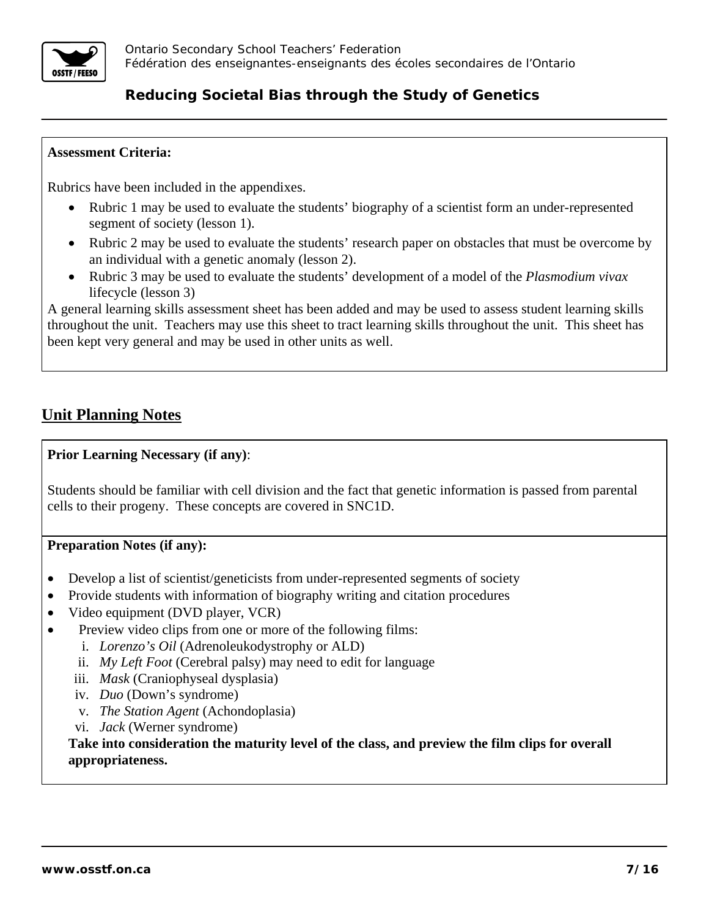**Assessment Criteria:**

Rubrics have been included in the appendixes.

- Rubric 1 may be used to evaluate the students' biography of a scientist form an under-represented segment of society (lesson 1).
- Rubric 2 may be used to evaluate the students' research paper on obstacles that must be overcome by an individual with a genetic anomaly (lesson 2).
- Rubric 3 may be used to evaluate the students' development of a model of the *Plasmodium vivax* lifecycle (lesson 3)

A general learning skills assessment sheet has been added and may be used to assess student learning skills throughout the unit. Teachers may use this sheet to tract learning skills throughout the unit. This sheet has been kept very general and may be used in other units as well.

## Unit Planning Notes

**Prior Learning Necessary (if any)**:

Students should be familiar with cell division and the fact that genetic information is passed from parental cells to their progeny. These concepts are covered in SNC1D.

**Preparation Notes (if any):**

- Develop a list of scientist/geneticists from under-represented segments of society
- Provide students with information of biography writing and citation procedures
- Video equipment (DVD player, VCR)
- Preview video clips from one or more of the following films:
  - i. *Lorenzo's Oil* (Adrenoleukodystrophy or ALD)
  - ii. *My Left Foot* (Cerebral palsy) may need to edit for language
  - iii. *Mask* (Craniophyseal dysplasia)
  - iv. *Duo* (Down's syndrome)
  - v. *The Station Agent* (Achondoplasia)
  - vi. *Jack* (Werner syndrome)

  **Take into consideration the maturity level of the class, and preview the film clips for overall appropriateness.**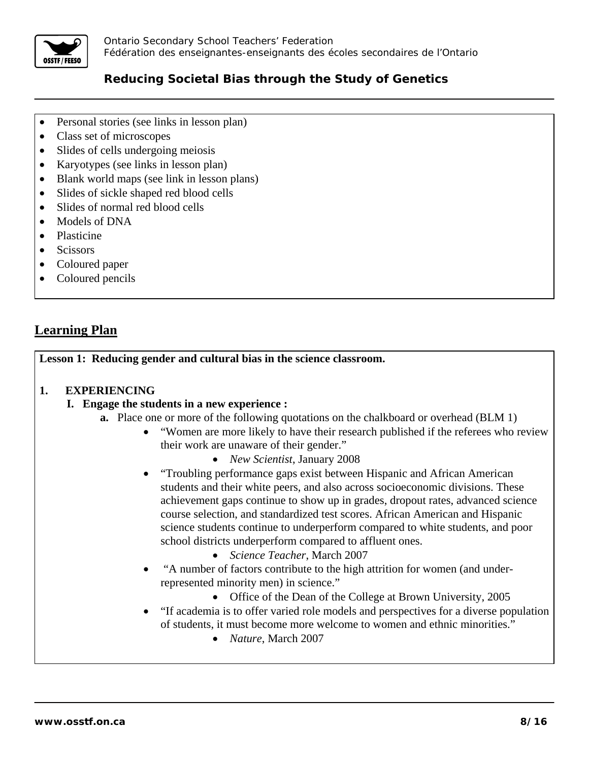- Personal stories (see links in lesson plan)
- Class set of microscopes
- Slides of cells undergoing meiosis
- Karyotypes (see links in lesson plan)
- Blank world maps (see link in lesson plans)
- Slides of sickle shaped red blood cells
- Slides of normal red blood cells
- Models of DNA
- Plasticine
- Scissors
- Coloured paper
- Coloured pencils

## Learning Plan

**Lesson 1: Reducing gender and cultural bias in the science classroom.**

**1. EXPERIENCING**

**I. Engage the students in a new experience :**

**a.** Place one or more of the following quotations on the chalkboard or overhead (BLM 1)

- "Women are more likely to have their research published if the referees who review their work are unaware of their gender."
  - *New Scientist*, January 2008
- "Troubling performance gaps exist between Hispanic and African American students and their white peers, and also across socioeconomic divisions. These achievement gaps continue to show up in grades, dropout rates, advanced science course selection, and standardized test scores. African American and Hispanic science students continue to underperform compared to white students, and poor school districts underperform compared to affluent ones.
  - *Science Teacher*, March 2007
- "A number of factors contribute to the high attrition for women (and under-represented minority men) in science."
  - Office of the Dean of the College at Brown University, 2005
- "If academia is to offer varied role models and perspectives for a diverse population of students, it must become more welcome to women and ethnic minorities."
  - *Nature*, March 2007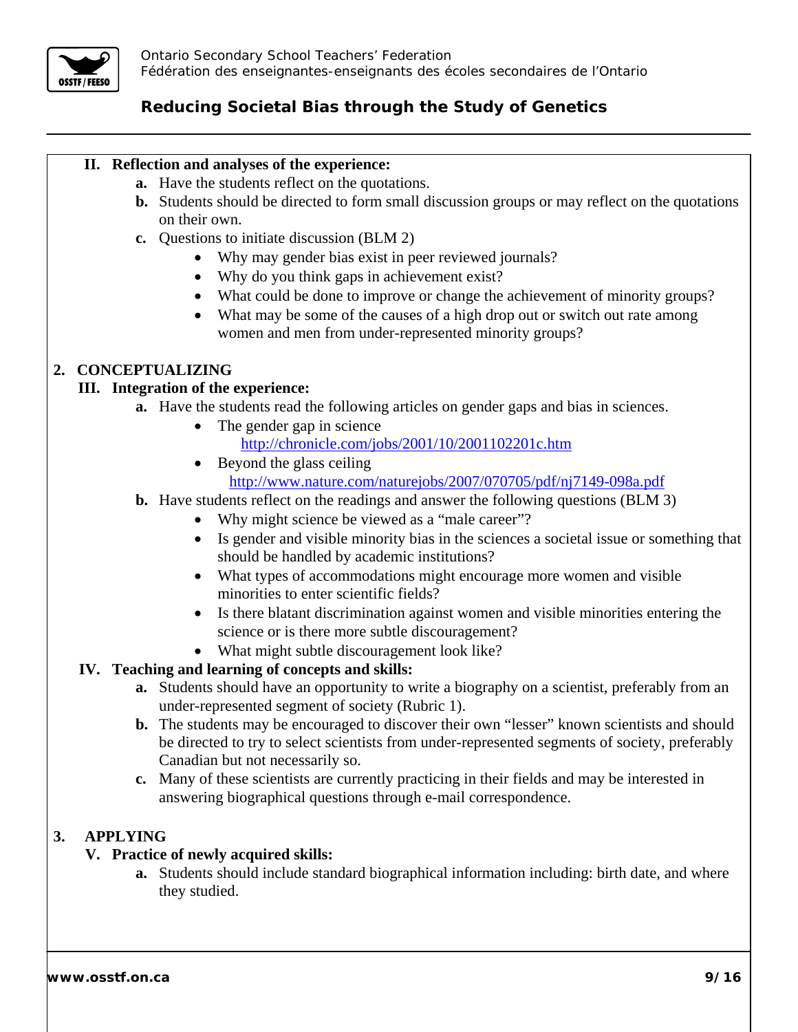**II. Reflection and analyses of the experience:**

a. Have the students reflect on the quotations.

b. Students should be directed to form small discussion groups or may reflect on the quotations on their own.

c. Questions to initiate discussion (BLM 2)
   - Why may gender bias exist in peer reviewed journals?
   - Why do you think gaps in achievement exist?
   - What could be done to improve or change the achievement of minority groups?
   - What may be some of the causes of a high drop out or switch out rate among women and men from under-represented minority groups?

## 2. CONCEPTUALIZING

**III. Integration of the experience:**

a. Have the students read the following articles on gender gaps and bias in sciences.
   - The gender gap in science
     http://chronicle.com/jobs/2001/10/2001102201c.htm
   - Beyond the glass ceiling
     http://www.nature.com/naturejobs/2007/070705/pdf/nj7149-098a.pdf

b. Have students reflect on the readings and answer the following questions (BLM 3)
   - Why might science be viewed as a "male career"?
   - Is gender and visible minority bias in the sciences a societal issue or something that should be handled by academic institutions?
   - What types of accommodations might encourage more women and visible minorities to enter scientific fields?
   - Is there blatant discrimination against women and visible minorities entering the science or is there more subtle discouragement?
   - What might subtle discouragement look like?

**IV. Teaching and learning of concepts and skills:**

a. Students should have an opportunity to write a biography on a scientist, preferably from an under-represented segment of society (Rubric 1).

b. The students may be encouraged to discover their own "lesser" known scientists and should be directed to try to select scientists from under-represented segments of society, preferably Canadian but not necessarily so.

c. Many of these scientists are currently practicing in their fields and may be interested in answering biographical questions through e-mail correspondence.

## 3. APPLYING

**V. Practice of newly acquired skills:**

a. Students should include standard biographical information including: birth date, and where they studied.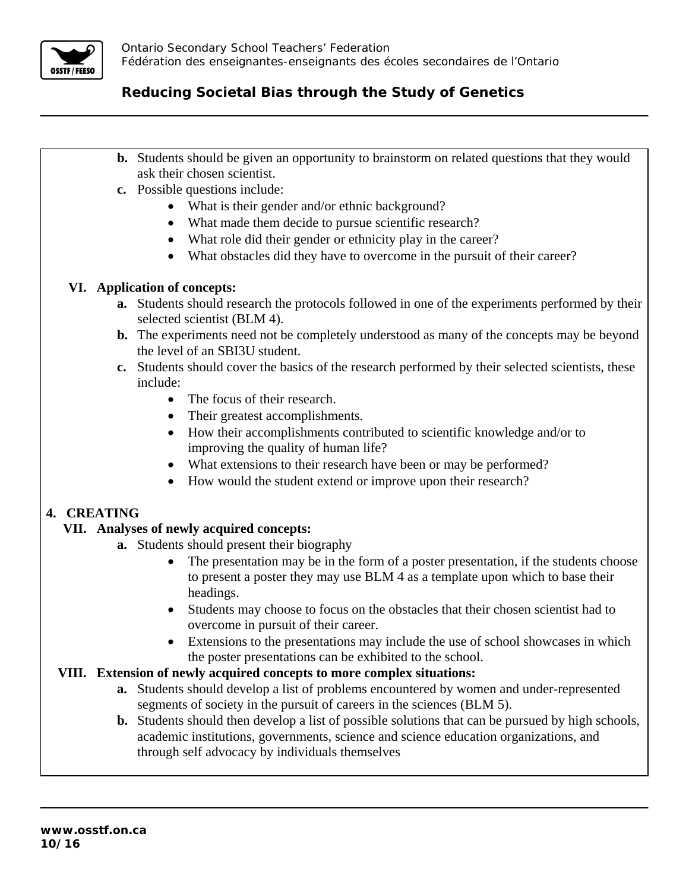b. Students should be given an opportunity to brainstorm on related questions that they would ask their chosen scientist.

c. Possible questions include:
   - What is their gender and/or ethnic background?
   - What made them decide to pursue scientific research?
   - What role did their gender or ethnicity play in the career?
   - What obstacles did they have to overcome in the pursuit of their career?

**VI. Application of concepts:**

a. Students should research the protocols followed in one of the experiments performed by their selected scientist (BLM 4).

b. The experiments need not be completely understood as many of the concepts may be beyond the level of an SBI3U student.

c. Students should cover the basics of the research performed by their selected scientists, these include:
   - The focus of their research.
   - Their greatest accomplishments.
   - How their accomplishments contributed to scientific knowledge and/or to improving the quality of human life?
   - What extensions to their research have been or may be performed?
   - How would the student extend or improve upon their research?

**4. CREATING**

**VII. Analyses of newly acquired concepts:**

a. Students should present their biography
   - The presentation may be in the form of a poster presentation, if the students choose to present a poster they may use BLM 4 as a template upon which to base their headings.
   - Students may choose to focus on the obstacles that their chosen scientist had to overcome in pursuit of their career.
   - Extensions to the presentations may include the use of school showcases in which the poster presentations can be exhibited to the school.

**VIII. Extension of newly acquired concepts to more complex situations:**

a. Students should develop a list of problems encountered by women and under-represented segments of society in the pursuit of careers in the sciences (BLM 5).

b. Students should then develop a list of possible solutions that can be pursued by high schools, academic institutions, governments, science and science education organizations, and through self advocacy by individuals themselves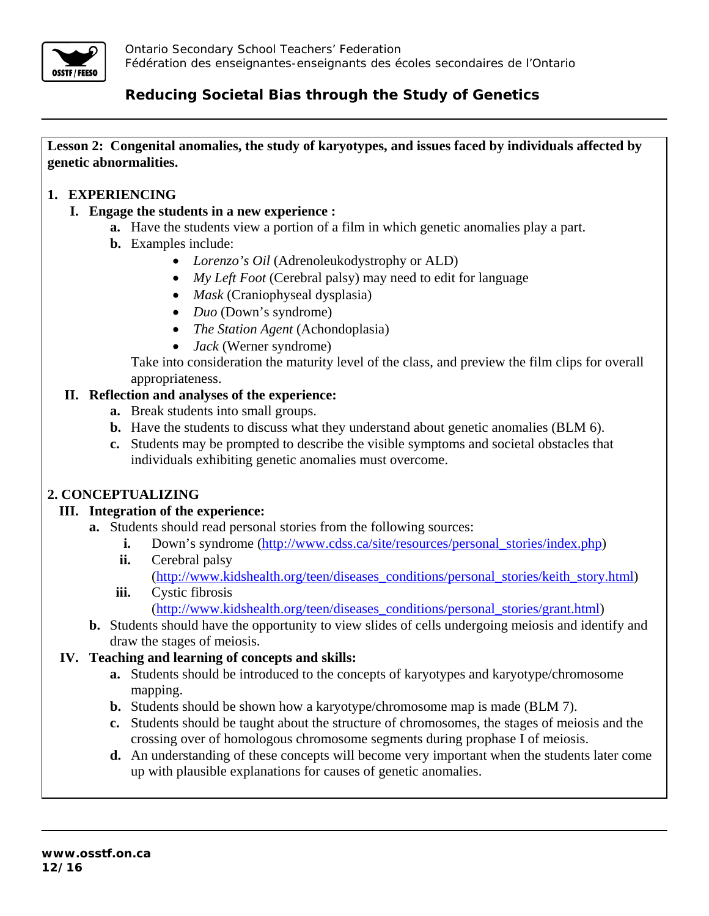**Lesson 2: Congenital anomalies, the study of karyotypes, and issues faced by individuals affected by genetic abnormalities.**

## 1. EXPERIENCING

### I. Engage the students in a new experience :

a. Have the students view a portion of a film in which genetic anomalies play a part.

b. Examples include:

- *Lorenzo's Oil* (Adrenoleukodystrophy or ALD)
- *My Left Foot* (Cerebral palsy) may need to edit for language
- *Mask* (Craniophyseal dysplasia)
- *Duo* (Down's syndrome)
- *The Station Agent* (Achondoplasia)
- *Jack* (Werner syndrome)

Take into consideration the maturity level of the class, and preview the film clips for overall appropriateness.

### II. Reflection and analyses of the experience:

a. Break students into small groups.

b. Have the students to discuss what they understand about genetic anomalies (BLM 6).

c. Students may be prompted to describe the visible symptoms and societal obstacles that individuals exhibiting genetic anomalies must overcome.

## 2. CONCEPTUALIZING

### III. Integration of the experience:

a. Students should read personal stories from the following sources:

   i. Down's syndrome (http://www.cdss.ca/site/resources/personal_stories/index.php)

   ii. Cerebral palsy (http://www.kidshealth.org/teen/diseases_conditions/personal_stories/keith_story.html)

   iii. Cystic fibrosis (http://www.kidshealth.org/teen/diseases_conditions/personal_stories/grant.html)

b. Students should have the opportunity to view slides of cells undergoing meiosis and identify and draw the stages of meiosis.

### IV. Teaching and learning of concepts and skills:

a. Students should be introduced to the concepts of karyotypes and karyotype/chromosome mapping.

b. Students should be shown how a karyotype/chromosome map is made (BLM 7).

c. Students should be taught about the structure of chromosomes, the stages of meiosis and the crossing over of homologous chromosome segments during prophase I of meiosis.

d. An understanding of these concepts will become very important when the students later come up with plausible explanations for causes of genetic anomalies.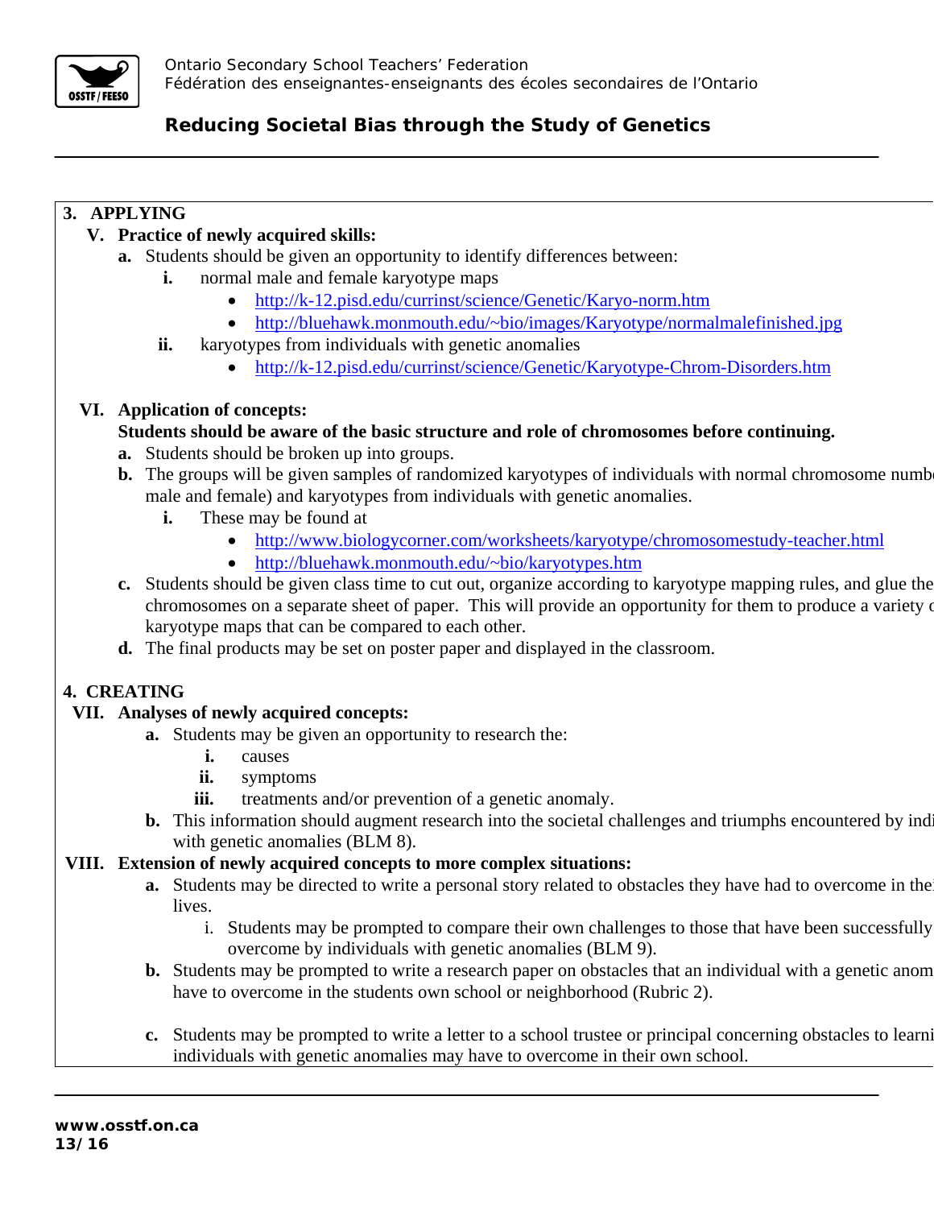**3. APPLYING**

**V. Practice of newly acquired skills:**

**a.** Students should be given an opportunity to identify differences between:

**i.** normal male and female karyotype maps

- http://k-12.pisd.edu/currinst/science/Genetic/Karyo-norm.htm
- http://bluehawk.monmouth.edu/~bio/images/Karyotype/normalmalefinished.jpg

**ii.** karyotypes from individuals with genetic anomalies

- http://k-12.pisd.edu/currinst/science/Genetic/Karyotype-Chrom-Disorders.htm

**VI. Application of concepts:**

**Students should be aware of the basic structure and role of chromosomes before continuing.**

**a.** Students should be broken up into groups.

**b.** The groups will be given samples of randomized karyotypes of individuals with normal chromosome numb male and female) and karyotypes from individuals with genetic anomalies.

**i.** These may be found at

- http://www.biologycorner.com/worksheets/karyotype/chromosomestudy-teacher.html
- http://bluehawk.monmouth.edu/~bio/karyotypes.htm

**c.** Students should be given class time to cut out, organize according to karyotype mapping rules, and glue the chromosomes on a separate sheet of paper. This will provide an opportunity for them to produce a variety c karyotype maps that can be compared to each other.

**d.** The final products may be set on poster paper and displayed in the classroom.

**4. CREATING**

**VII. Analyses of newly acquired concepts:**

**a.** Students may be given an opportunity to research the:

**i.** causes

**ii.** symptoms

**iii.** treatments and/or prevention of a genetic anomaly.

**b.** This information should augment research into the societal challenges and triumphs encountered by indi with genetic anomalies (BLM 8).

**VIII. Extension of newly acquired concepts to more complex situations:**

**a.** Students may be directed to write a personal story related to obstacles they have had to overcome in thei lives.

i. Students may be prompted to compare their own challenges to those that have been successfully overcome by individuals with genetic anomalies (BLM 9).

**b.** Students may be prompted to write a research paper on obstacles that an individual with a genetic anom have to overcome in the students own school or neighborhood (Rubric 2).

**c.** Students may be prompted to write a letter to a school trustee or principal concerning obstacles to learni individuals with genetic anomalies may have to overcome in their own school.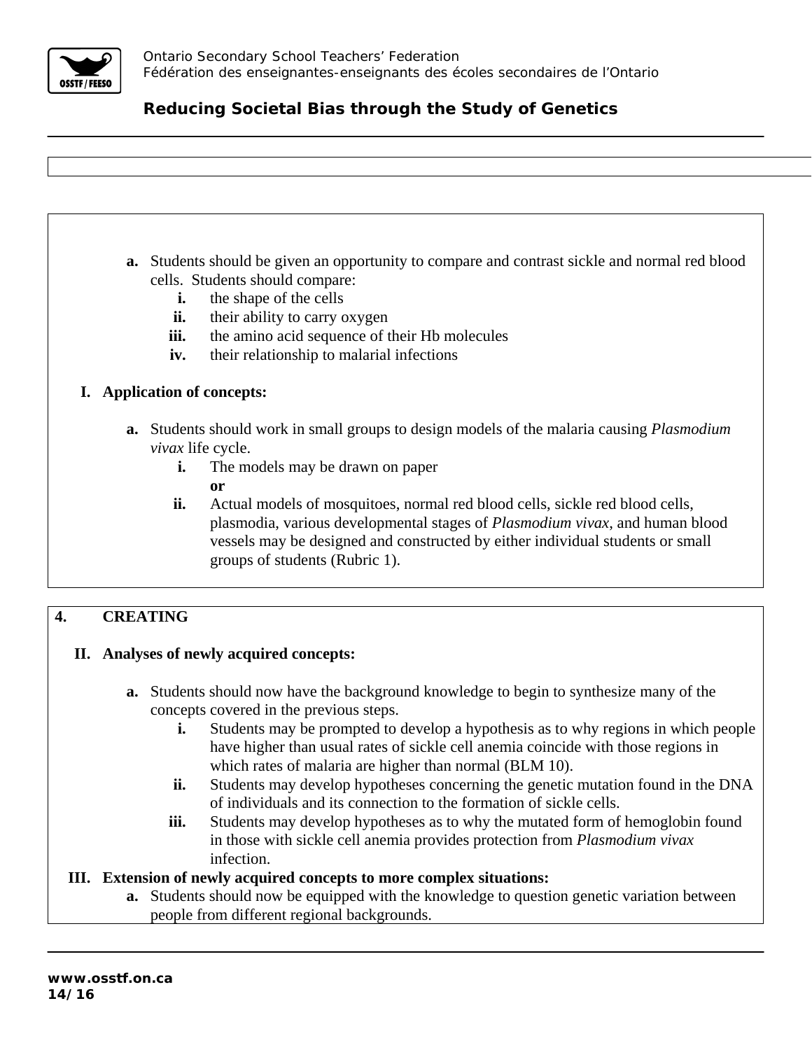a. Students should be given an opportunity to compare and contrast sickle and normal red blood cells. Students should compare:
   - i. the shape of the cells
   - ii. their ability to carry oxygen
   - iii. the amino acid sequence of their Hb molecules
   - iv. their relationship to malarial infections

**I. Application of concepts:**

a. Students should work in small groups to design models of the malaria causing *Plasmodium vivax* life cycle.
   - i. The models may be drawn on paper
     **or**
   - ii. Actual models of mosquitoes, normal red blood cells, sickle red blood cells, plasmodia, various developmental stages of *Plasmodium vivax*, and human blood vessels may be designed and constructed by either individual students or small groups of students (Rubric 1).

## 4. CREATING

**II. Analyses of newly acquired concepts:**

a. Students should now have the background knowledge to begin to synthesize many of the concepts covered in the previous steps.
   - i. Students may be prompted to develop a hypothesis as to why regions in which people have higher than usual rates of sickle cell anemia coincide with those regions in which rates of malaria are higher than normal (BLM 10).
   - ii. Students may develop hypotheses concerning the genetic mutation found in the DNA of individuals and its connection to the formation of sickle cells.
   - iii. Students may develop hypotheses as to why the mutated form of hemoglobin found in those with sickle cell anemia provides protection from *Plasmodium vivax* infection.

**III. Extension of newly acquired concepts to more complex situations:**

a. Students should now be equipped with the knowledge to question genetic variation between people from different regional backgrounds.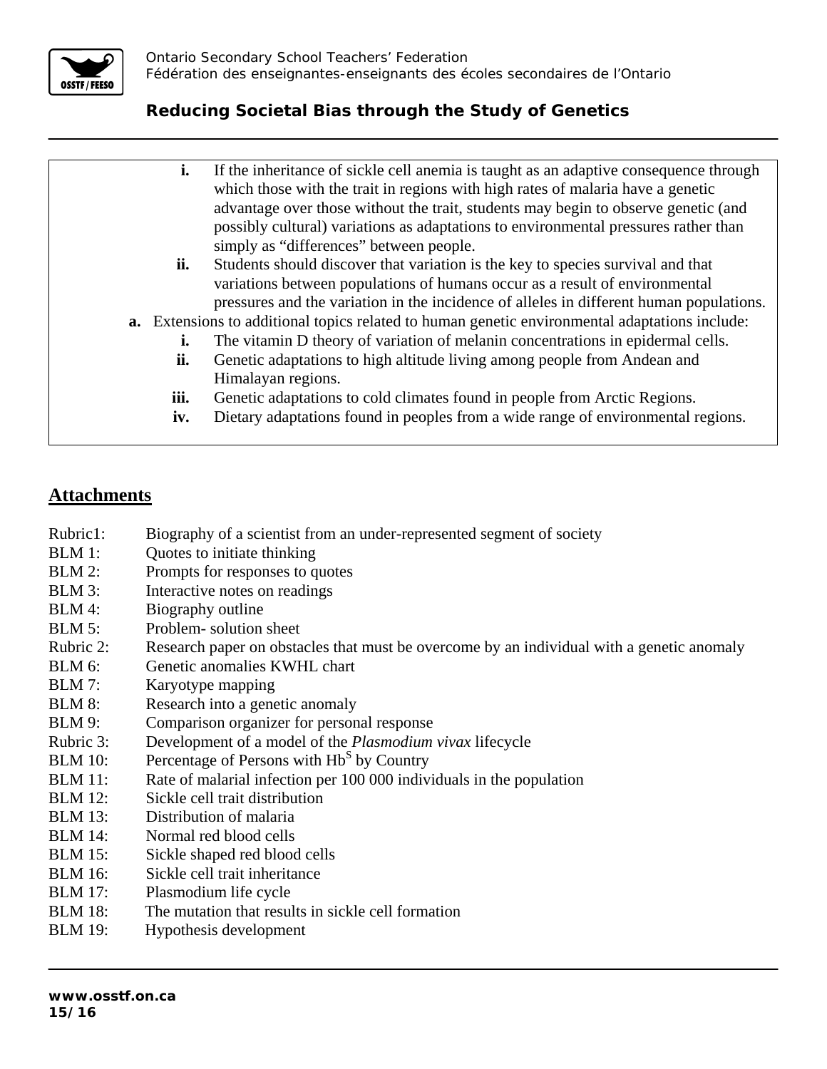i. If the inheritance of sickle cell anemia is taught as an adaptive consequence through which those with the trait in regions with high rates of malaria have a genetic advantage over those without the trait, students may begin to observe genetic (and possibly cultural) variations as adaptations to environmental pressures rather than simply as "differences" between people.

ii. Students should discover that variation is the key to species survival and that variations between populations of humans occur as a result of environmental pressures and the variation in the incidence of alleles in different human populations.

**a.** Extensions to additional topics related to human genetic environmental adaptations include:

i. The vitamin D theory of variation of melanin concentrations in epidermal cells.

ii. Genetic adaptations to high altitude living among people from Andean and Himalayan regions.

iii. Genetic adaptations to cold climates found in people from Arctic Regions.

iv. Dietary adaptations found in peoples from a wide range of environmental regions.

## Attachments

- Rubric1: Biography of a scientist from an under-represented segment of society
- BLM 1: Quotes to initiate thinking
- BLM 2: Prompts for responses to quotes
- BLM 3: Interactive notes on readings
- BLM 4: Biography outline
- BLM 5: Problem- solution sheet
- Rubric 2: Research paper on obstacles that must be overcome by an individual with a genetic anomaly
- BLM 6: Genetic anomalies KWHL chart
- BLM 7: Karyotype mapping
- BLM 8: Research into a genetic anomaly
- BLM 9: Comparison organizer for personal response
- Rubric 3: Development of a model of the *Plasmodium vivax* lifecycle
- BLM 10: Percentage of Persons with $Hb^S$ by Country
- BLM 11: Rate of malarial infection per 100 000 individuals in the population
- BLM 12: Sickle cell trait distribution
- BLM 13: Distribution of malaria
- BLM 14: Normal red blood cells
- BLM 15: Sickle shaped red blood cells
- BLM 16: Sickle cell trait inheritance
- BLM 17: Plasmodium life cycle
- BLM 18: The mutation that results in sickle cell formation
- BLM 19: Hypothesis development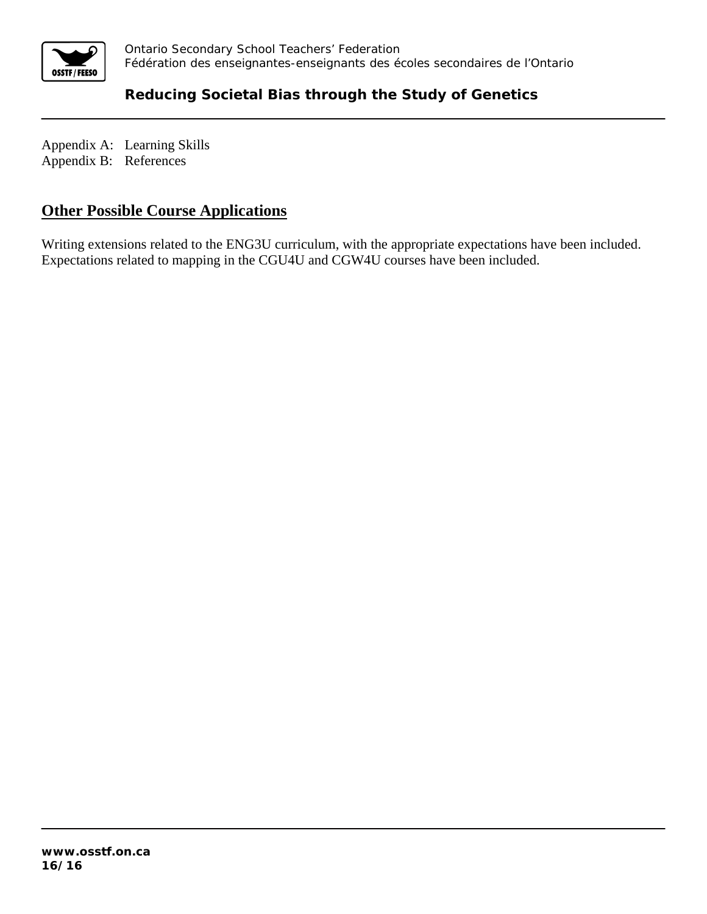Appendix A: Learning Skills
Appendix B: References

## Other Possible Course Applications

Writing extensions related to the ENG3U curriculum, with the appropriate expectations have been included. Expectations related to mapping in the CGU4U and CGW4U courses have been included.